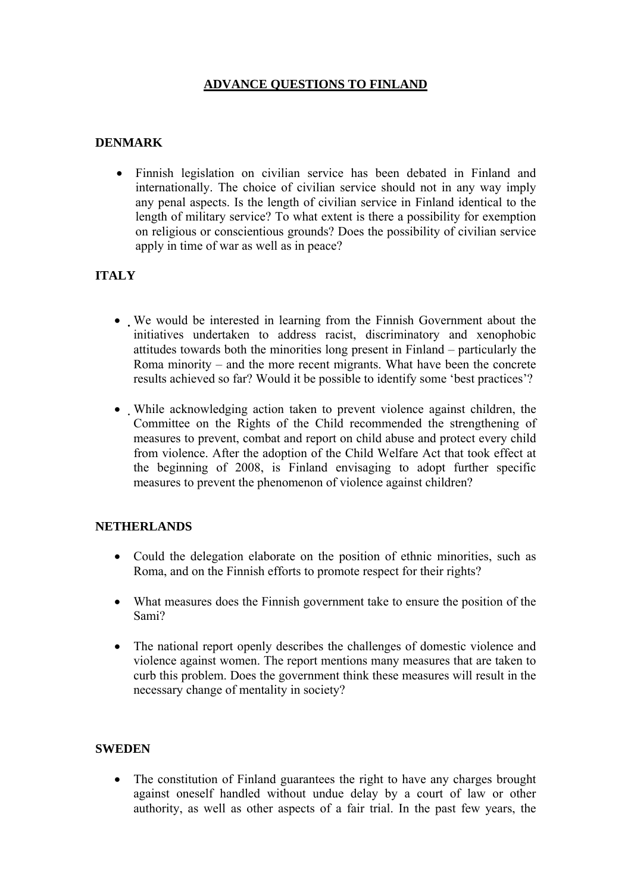# ADVANCE QUESTIONS TO FINLAND

## DENMARK

- Finnish legislation on civilian service has been debated in Finland and internationally. The choice of civilian service should not in any way imply any penal aspects. Is the length of civilian service in Finland identical to the length of military service? To what extent is there a possibility for exemption on religious or conscientious grounds? Does the possibility of civilian service apply in time of war as well as in peace?

## ITALY

- We would be interested in learning from the Finnish Government about the initiatives undertaken to address racist, discriminatory and xenophobic attitudes towards both the minorities long present in Finland – particularly the Roma minority – and the more recent migrants. What have been the concrete results achieved so far? Would it be possible to identify some 'best practices'?

- While acknowledging action taken to prevent violence against children, the Committee on the Rights of the Child recommended the strengthening of measures to prevent, combat and report on child abuse and protect every child from violence. After the adoption of the Child Welfare Act that took effect at the beginning of 2008, is Finland envisaging to adopt further specific measures to prevent the phenomenon of violence against children?

## NETHERLANDS

- Could the delegation elaborate on the position of ethnic minorities, such as Roma, and on the Finnish efforts to promote respect for their rights?

- What measures does the Finnish government take to ensure the position of the Sami?

- The national report openly describes the challenges of domestic violence and violence against women. The report mentions many measures that are taken to curb this problem. Does the government think these measures will result in the necessary change of mentality in society?

## SWEDEN

- The constitution of Finland guarantees the right to have any charges brought against oneself handled without undue delay by a court of law or other authority, as well as other aspects of a fair trial. In the past few years, the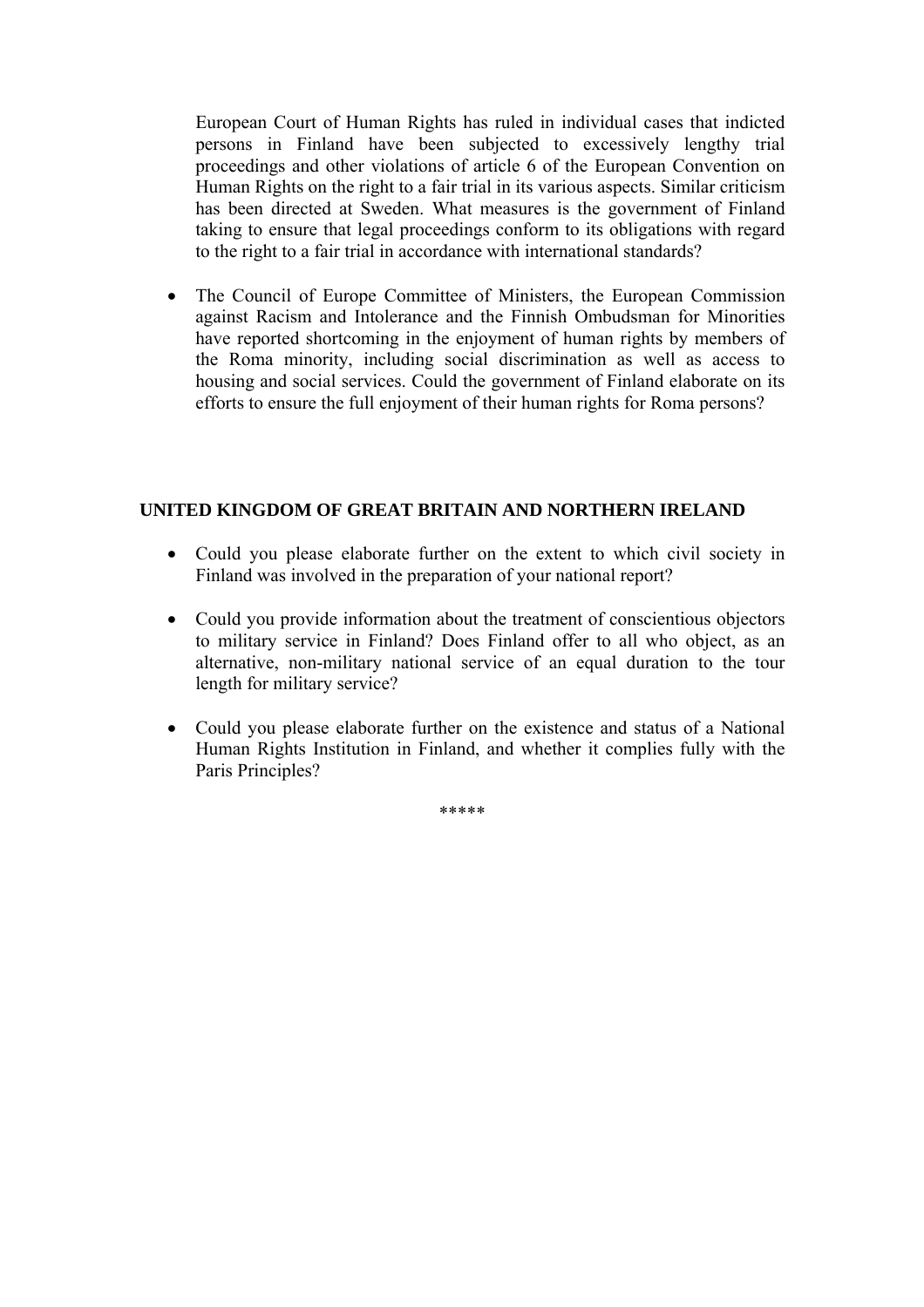European Court of Human Rights has ruled in individual cases that indicted persons in Finland have been subjected to excessively lengthy trial proceedings and other violations of article 6 of the European Convention on Human Rights on the right to a fair trial in its various aspects. Similar criticism has been directed at Sweden. What measures is the government of Finland taking to ensure that legal proceedings conform to its obligations with regard to the right to a fair trial in accordance with international standards?

- The Council of Europe Committee of Ministers, the European Commission against Racism and Intolerance and the Finnish Ombudsman for Minorities have reported shortcoming in the enjoyment of human rights by members of the Roma minority, including social discrimination as well as access to housing and social services. Could the government of Finland elaborate on its efforts to ensure the full enjoyment of their human rights for Roma persons?

**UNITED KINGDOM OF GREAT BRITAIN AND NORTHERN IRELAND**

- Could you please elaborate further on the extent to which civil society in Finland was involved in the preparation of your national report?
- Could you provide information about the treatment of conscientious objectors to military service in Finland? Does Finland offer to all who object, as an alternative, non-military national service of an equal duration to the tour length for military service?
- Could you please elaborate further on the existence and status of a National Human Rights Institution in Finland, and whether it complies fully with the Paris Principles?

*****